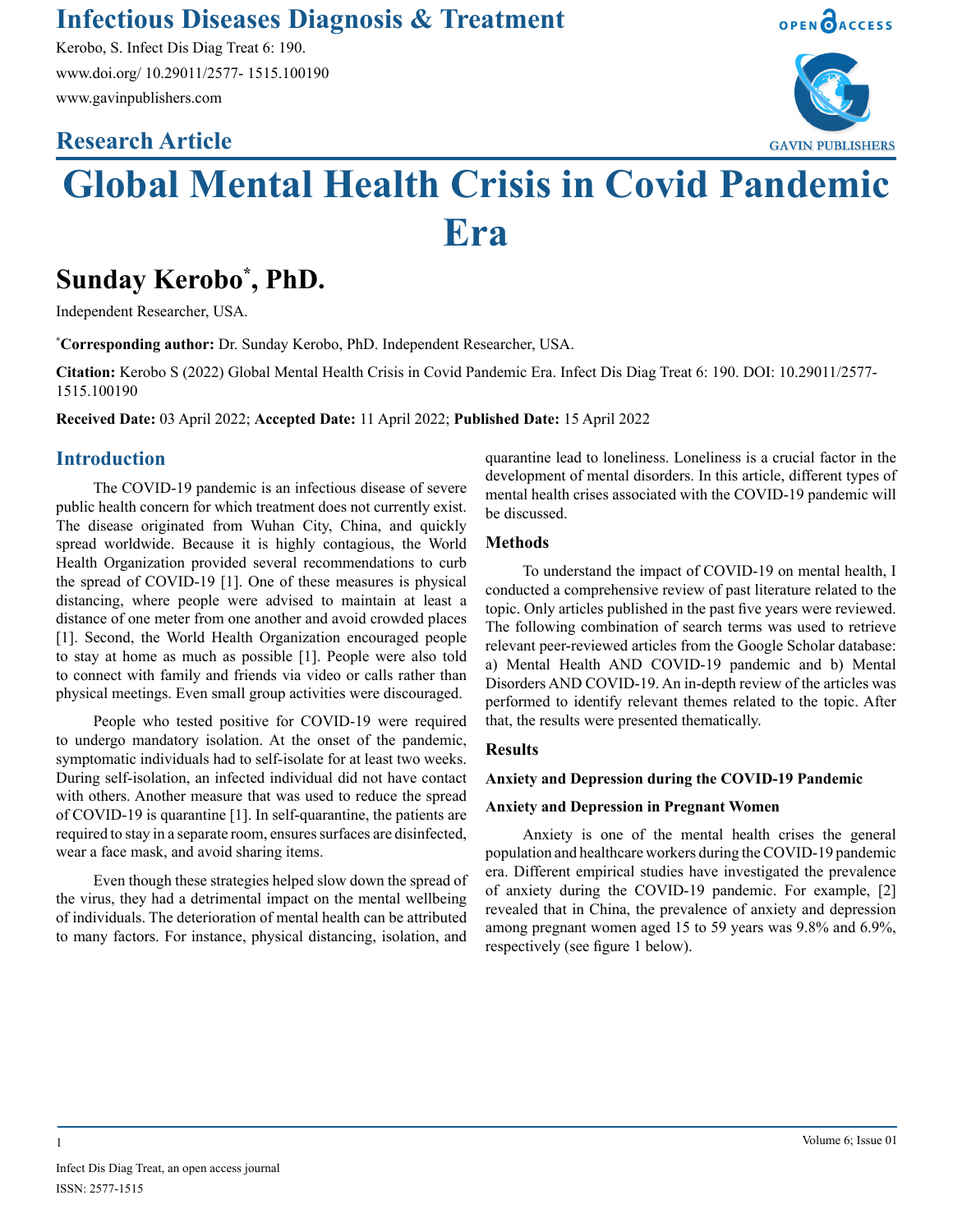# Infectious Diseases Diagnosis & Treatment

Kerobo, S. Infect Dis Diag Treat 6: 190.
www.doi.org/ 10.29011/2577- 1515.100190
www.gavinpublishers.com

## Research Article

# Global Mental Health Crisis in Covid Pandemic Era

**Sunday Kerobo*, PhD.**

Independent Researcher, USA.

***Corresponding author:** Dr. Sunday Kerobo, PhD. Independent Researcher, USA.

**Citation:** Kerobo S (2022) Global Mental Health Crisis in Covid Pandemic Era. Infect Dis Diag Treat 6: 190. DOI: 10.29011/2577-1515.100190

**Received Date:** 03 April 2022; **Accepted Date:** 11 April 2022; **Published Date:** 15 April 2022

## Introduction

The COVID-19 pandemic is an infectious disease of severe public health concern for which treatment does not currently exist. The disease originated from Wuhan City, China, and quickly spread worldwide. Because it is highly contagious, the World Health Organization provided several recommendations to curb the spread of COVID-19 [1]. One of these measures is physical distancing, where people were advised to maintain at least a distance of one meter from one another and avoid crowded places [1]. Second, the World Health Organization encouraged people to stay at home as much as possible [1]. People were also told to connect with family and friends via video or calls rather than physical meetings. Even small group activities were discouraged.

People who tested positive for COVID-19 were required to undergo mandatory isolation. At the onset of the pandemic, symptomatic individuals had to self-isolate for at least two weeks. During self-isolation, an infected individual did not have contact with others. Another measure that was used to reduce the spread of COVID-19 is quarantine [1]. In self-quarantine, the patients are required to stay in a separate room, ensures surfaces are disinfected, wear a face mask, and avoid sharing items.

Even though these strategies helped slow down the spread of the virus, they had a detrimental impact on the mental wellbeing of individuals. The deterioration of mental health can be attributed to many factors. For instance, physical distancing, isolation, and quarantine lead to loneliness. Loneliness is a crucial factor in the development of mental disorders. In this article, different types of mental health crises associated with the COVID-19 pandemic will be discussed.

## Methods

To understand the impact of COVID-19 on mental health, I conducted a comprehensive review of past literature related to the topic. Only articles published in the past five years were reviewed. The following combination of search terms was used to retrieve relevant peer-reviewed articles from the Google Scholar database: a) Mental Health AND COVID-19 pandemic and b) Mental Disorders AND COVID-19. An in-depth review of the articles was performed to identify relevant themes related to the topic. After that, the results were presented thematically.

## Results

### Anxiety and Depression during the COVID-19 Pandemic

### Anxiety and Depression in Pregnant Women

Anxiety is one of the mental health crises the general population and healthcare workers during the COVID-19 pandemic era. Different empirical studies have investigated the prevalence of anxiety during the COVID-19 pandemic. For example, [2] revealed that in China, the prevalence of anxiety and depression among pregnant women aged 15 to 59 years was 9.8% and 6.9%, respectively (see figure 1 below).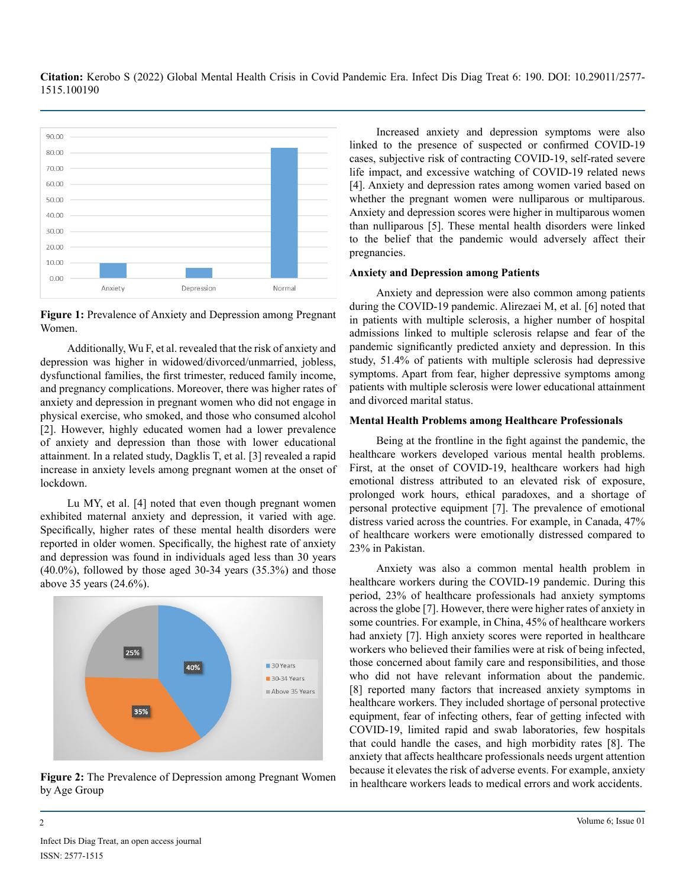**Figure 1:** Prevalence of Anxiety and Depression among Pregnant Women.

Additionally, Wu F, et al. revealed that the risk of anxiety and depression was higher in widowed/divorced/unmarried, jobless, dysfunctional families, the first trimester, reduced family income, and pregnancy complications. Moreover, there was higher rates of anxiety and depression in pregnant women who did not engage in physical exercise, who smoked, and those who consumed alcohol [2]. However, highly educated women had a lower prevalence of anxiety and depression than those with lower educational attainment. In a related study, Dagklis T, et al. [3] revealed a rapid increase in anxiety levels among pregnant women at the onset of lockdown.

Lu MY, et al. [4] noted that even though pregnant women exhibited maternal anxiety and depression, it varied with age. Specifically, higher rates of these mental health disorders were reported in older women. Specifically, the highest rate of anxiety and depression was found in individuals aged less than 30 years (40.0%), followed by those aged 30-34 years (35.3%) and those above 35 years (24.6%).

**Figure 2:** The Prevalence of Depression among Pregnant Women by Age Group

Increased anxiety and depression symptoms were also linked to the presence of suspected or confirmed COVID-19 cases, subjective risk of contracting COVID-19, self-rated severe life impact, and excessive watching of COVID-19 related news [4]. Anxiety and depression rates among women varied based on whether the pregnant women were nulliparous or multiparous. Anxiety and depression scores were higher in multiparous women than nulliparous [5]. These mental health disorders were linked to the belief that the pandemic would adversely affect their pregnancies.

### Anxiety and Depression among Patients

Anxiety and depression were also common among patients during the COVID-19 pandemic. Alirezaei M, et al. [6] noted that in patients with multiple sclerosis, a higher number of hospital admissions linked to multiple sclerosis relapse and fear of the pandemic significantly predicted anxiety and depression. In this study, 51.4% of patients with multiple sclerosis had depressive symptoms. Apart from fear, higher depressive symptoms among patients with multiple sclerosis were lower educational attainment and divorced marital status.

### Mental Health Problems among Healthcare Professionals

Being at the frontline in the fight against the pandemic, the healthcare workers developed various mental health problems. First, at the onset of COVID-19, healthcare workers had high emotional distress attributed to an elevated risk of exposure, prolonged work hours, ethical paradoxes, and a shortage of personal protective equipment [7]. The prevalence of emotional distress varied across the countries. For example, in Canada, 47% of healthcare workers were emotionally distressed compared to 23% in Pakistan.

Anxiety was also a common mental health problem in healthcare workers during the COVID-19 pandemic. During this period, 23% of healthcare professionals had anxiety symptoms across the globe [7]. However, there were higher rates of anxiety in some countries. For example, in China, 45% of healthcare workers had anxiety [7]. High anxiety scores were reported in healthcare workers who believed that their families were at risk of being infected, those concerned about family care and responsibilities, and those who did not have relevant information about the pandemic. [8] reported many factors that increased anxiety symptoms in healthcare workers. They included shortage of personal protective equipment, fear of infecting others, fear of getting infected with COVID-19, limited rapid and swab laboratories, few hospitals that could handle the cases, and high morbidity rates [8]. The anxiety that affects healthcare professionals needs urgent attention because it elevates the risk of adverse events. For example, anxiety in healthcare workers leads to medical errors and work accidents.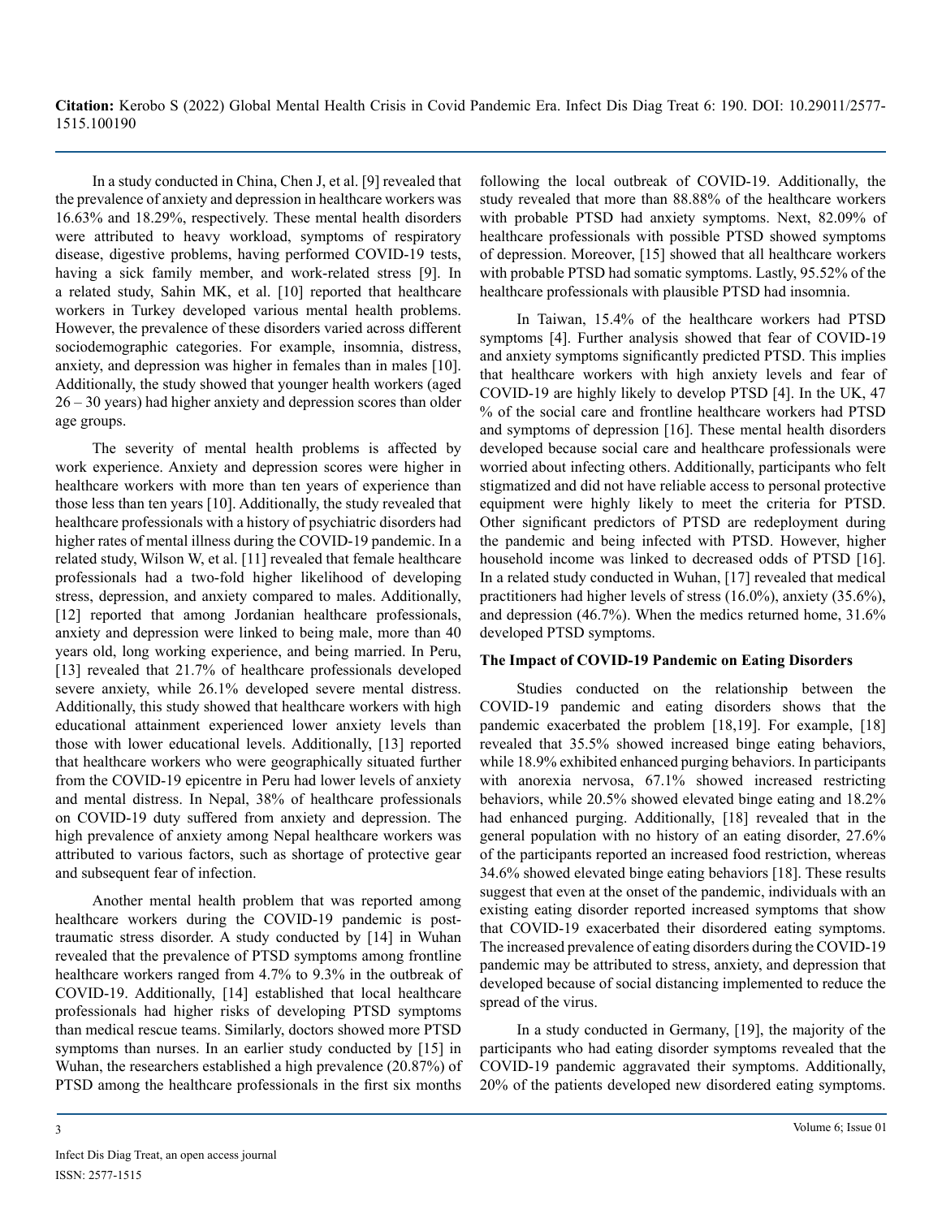In a study conducted in China, Chen J, et al. [9] revealed that the prevalence of anxiety and depression in healthcare workers was 16.63% and 18.29%, respectively. These mental health disorders were attributed to heavy workload, symptoms of respiratory disease, digestive problems, having performed COVID-19 tests, having a sick family member, and work-related stress [9]. In a related study, Sahin MK, et al. [10] reported that healthcare workers in Turkey developed various mental health problems. However, the prevalence of these disorders varied across different sociodemographic categories. For example, insomnia, distress, anxiety, and depression was higher in females than in males [10]. Additionally, the study showed that younger health workers (aged 26 – 30 years) had higher anxiety and depression scores than older age groups.

The severity of mental health problems is affected by work experience. Anxiety and depression scores were higher in healthcare workers with more than ten years of experience than those less than ten years [10]. Additionally, the study revealed that healthcare professionals with a history of psychiatric disorders had higher rates of mental illness during the COVID-19 pandemic. In a related study, Wilson W, et al. [11] revealed that female healthcare professionals had a two-fold higher likelihood of developing stress, depression, and anxiety compared to males. Additionally, [12] reported that among Jordanian healthcare professionals, anxiety and depression were linked to being male, more than 40 years old, long working experience, and being married. In Peru, [13] revealed that 21.7% of healthcare professionals developed severe anxiety, while 26.1% developed severe mental distress. Additionally, this study showed that healthcare workers with high educational attainment experienced lower anxiety levels than those with lower educational levels. Additionally, [13] reported that healthcare workers who were geographically situated further from the COVID-19 epicentre in Peru had lower levels of anxiety and mental distress. In Nepal, 38% of healthcare professionals on COVID-19 duty suffered from anxiety and depression. The high prevalence of anxiety among Nepal healthcare workers was attributed to various factors, such as shortage of protective gear and subsequent fear of infection.

Another mental health problem that was reported among healthcare workers during the COVID-19 pandemic is post-traumatic stress disorder. A study conducted by [14] in Wuhan revealed that the prevalence of PTSD symptoms among frontline healthcare workers ranged from 4.7% to 9.3% in the outbreak of COVID-19. Additionally, [14] established that local healthcare professionals had higher risks of developing PTSD symptoms than medical rescue teams. Similarly, doctors showed more PTSD symptoms than nurses. In an earlier study conducted by [15] in Wuhan, the researchers established a high prevalence (20.87%) of PTSD among the healthcare professionals in the first six months following the local outbreak of COVID-19. Additionally, the study revealed that more than 88.88% of the healthcare workers with probable PTSD had anxiety symptoms. Next, 82.09% of healthcare professionals with possible PTSD showed symptoms of depression. Moreover, [15] showed that all healthcare workers with probable PTSD had somatic symptoms. Lastly, 95.52% of the healthcare professionals with plausible PTSD had insomnia.

In Taiwan, 15.4% of the healthcare workers had PTSD symptoms [4]. Further analysis showed that fear of COVID-19 and anxiety symptoms significantly predicted PTSD. This implies that healthcare workers with high anxiety levels and fear of COVID-19 are highly likely to develop PTSD [4]. In the UK, 47 % of the social care and frontline healthcare workers had PTSD and symptoms of depression [16]. These mental health disorders developed because social care and healthcare professionals were worried about infecting others. Additionally, participants who felt stigmatized and did not have reliable access to personal protective equipment were highly likely to meet the criteria for PTSD. Other significant predictors of PTSD are redeployment during the pandemic and being infected with PTSD. However, higher household income was linked to decreased odds of PTSD [16]. In a related study conducted in Wuhan, [17] revealed that medical practitioners had higher levels of stress (16.0%), anxiety (35.6%), and depression (46.7%). When the medics returned home, 31.6% developed PTSD symptoms.

**The Impact of COVID-19 Pandemic on Eating Disorders**

Studies conducted on the relationship between the COVID-19 pandemic and eating disorders shows that the pandemic exacerbated the problem [18,19]. For example, [18] revealed that 35.5% showed increased binge eating behaviors, while 18.9% exhibited enhanced purging behaviors. In participants with anorexia nervosa, 67.1% showed increased restricting behaviors, while 20.5% showed elevated binge eating and 18.2% had enhanced purging. Additionally, [18] revealed that in the general population with no history of an eating disorder, 27.6% of the participants reported an increased food restriction, whereas 34.6% showed elevated binge eating behaviors [18]. These results suggest that even at the onset of the pandemic, individuals with an existing eating disorder reported increased symptoms that show that COVID-19 exacerbated their disordered eating symptoms. The increased prevalence of eating disorders during the COVID-19 pandemic may be attributed to stress, anxiety, and depression that developed because of social distancing implemented to reduce the spread of the virus.

In a study conducted in Germany, [19], the majority of the participants who had eating disorder symptoms revealed that the COVID-19 pandemic aggravated their symptoms. Additionally, 20% of the patients developed new disordered eating symptoms.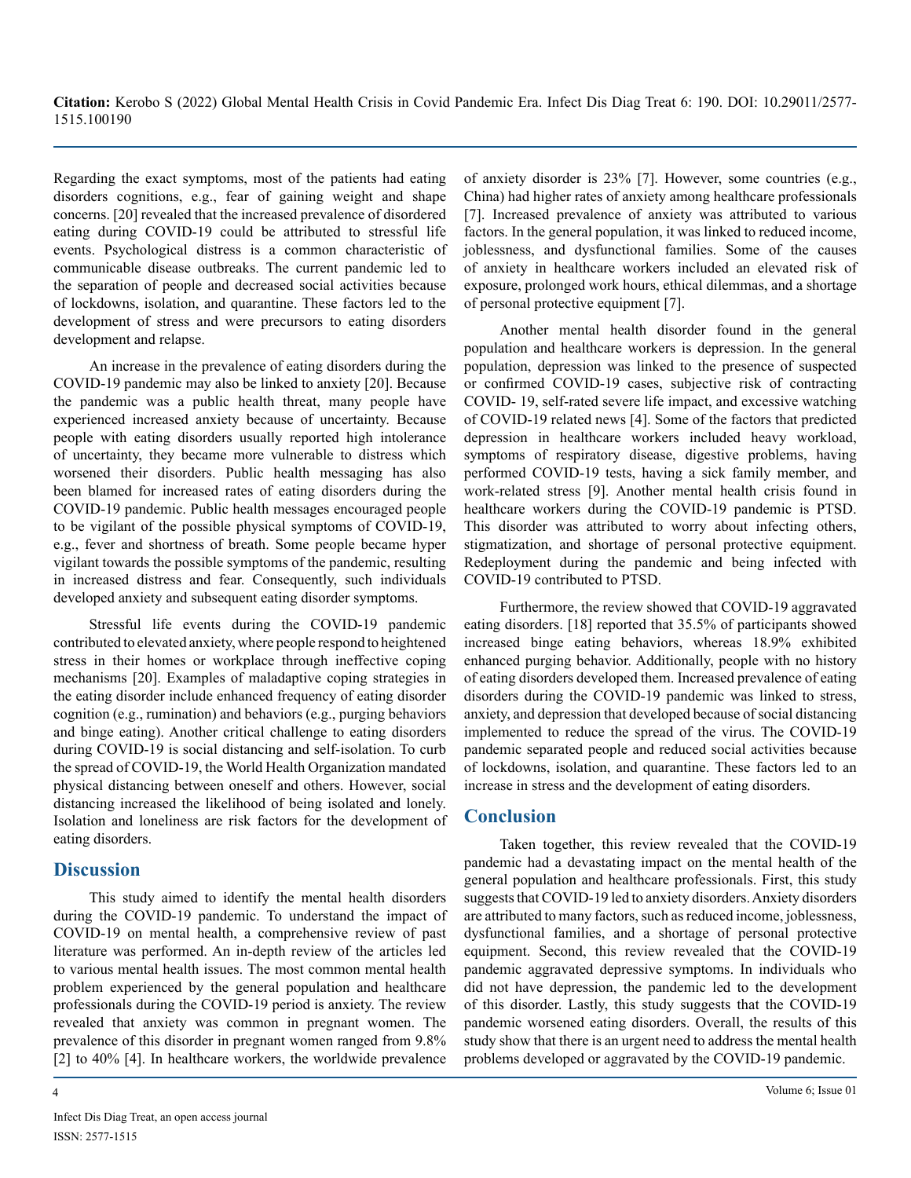Regarding the exact symptoms, most of the patients had eating disorders cognitions, e.g., fear of gaining weight and shape concerns. [20] revealed that the increased prevalence of disordered eating during COVID-19 could be attributed to stressful life events. Psychological distress is a common characteristic of communicable disease outbreaks. The current pandemic led to the separation of people and decreased social activities because of lockdowns, isolation, and quarantine. These factors led to the development of stress and were precursors to eating disorders development and relapse.

An increase in the prevalence of eating disorders during the COVID-19 pandemic may also be linked to anxiety [20]. Because the pandemic was a public health threat, many people have experienced increased anxiety because of uncertainty. Because people with eating disorders usually reported high intolerance of uncertainty, they became more vulnerable to distress which worsened their disorders. Public health messaging has also been blamed for increased rates of eating disorders during the COVID-19 pandemic. Public health messages encouraged people to be vigilant of the possible physical symptoms of COVID-19, e.g., fever and shortness of breath. Some people became hyper vigilant towards the possible symptoms of the pandemic, resulting in increased distress and fear. Consequently, such individuals developed anxiety and subsequent eating disorder symptoms.

Stressful life events during the COVID-19 pandemic contributed to elevated anxiety, where people respond to heightened stress in their homes or workplace through ineffective coping mechanisms [20]. Examples of maladaptive coping strategies in the eating disorder include enhanced frequency of eating disorder cognition (e.g., rumination) and behaviors (e.g., purging behaviors and binge eating). Another critical challenge to eating disorders during COVID-19 is social distancing and self-isolation. To curb the spread of COVID-19, the World Health Organization mandated physical distancing between oneself and others. However, social distancing increased the likelihood of being isolated and lonely. Isolation and loneliness are risk factors for the development of eating disorders.

## Discussion

This study aimed to identify the mental health disorders during the COVID-19 pandemic. To understand the impact of COVID-19 on mental health, a comprehensive review of past literature was performed. An in-depth review of the articles led to various mental health issues. The most common mental health problem experienced by the general population and healthcare professionals during the COVID-19 period is anxiety. The review revealed that anxiety was common in pregnant women. The prevalence of this disorder in pregnant women ranged from 9.8% [2] to 40% [4]. In healthcare workers, the worldwide prevalence of anxiety disorder is 23% [7]. However, some countries (e.g., China) had higher rates of anxiety among healthcare professionals [7]. Increased prevalence of anxiety was attributed to various factors. In the general population, it was linked to reduced income, joblessness, and dysfunctional families. Some of the causes of anxiety in healthcare workers included an elevated risk of exposure, prolonged work hours, ethical dilemmas, and a shortage of personal protective equipment [7].

Another mental health disorder found in the general population and healthcare workers is depression. In the general population, depression was linked to the presence of suspected or confirmed COVID-19 cases, subjective risk of contracting COVID- 19, self-rated severe life impact, and excessive watching of COVID-19 related news [4]. Some of the factors that predicted depression in healthcare workers included heavy workload, symptoms of respiratory disease, digestive problems, having performed COVID-19 tests, having a sick family member, and work-related stress [9]. Another mental health crisis found in healthcare workers during the COVID-19 pandemic is PTSD. This disorder was attributed to worry about infecting others, stigmatization, and shortage of personal protective equipment. Redeployment during the pandemic and being infected with COVID-19 contributed to PTSD.

Furthermore, the review showed that COVID-19 aggravated eating disorders. [18] reported that 35.5% of participants showed increased binge eating behaviors, whereas 18.9% exhibited enhanced purging behavior. Additionally, people with no history of eating disorders developed them. Increased prevalence of eating disorders during the COVID-19 pandemic was linked to stress, anxiety, and depression that developed because of social distancing implemented to reduce the spread of the virus. The COVID-19 pandemic separated people and reduced social activities because of lockdowns, isolation, and quarantine. These factors led to an increase in stress and the development of eating disorders.

## Conclusion

Taken together, this review revealed that the COVID-19 pandemic had a devastating impact on the mental health of the general population and healthcare professionals. First, this study suggests that COVID-19 led to anxiety disorders. Anxiety disorders are attributed to many factors, such as reduced income, joblessness, dysfunctional families, and a shortage of personal protective equipment. Second, this review revealed that the COVID-19 pandemic aggravated depressive symptoms. In individuals who did not have depression, the pandemic led to the development of this disorder. Lastly, this study suggests that the COVID-19 pandemic worsened eating disorders. Overall, the results of this study show that there is an urgent need to address the mental health problems developed or aggravated by the COVID-19 pandemic.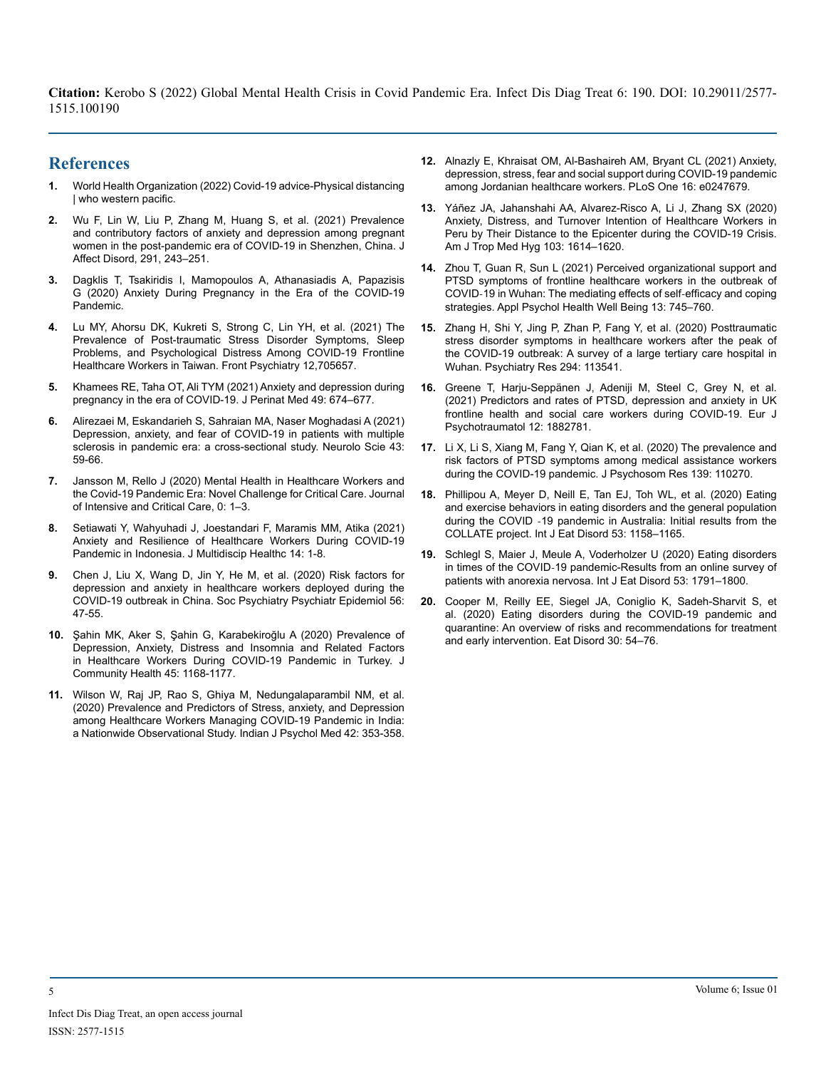## References

1. World Health Organization (2022) Covid-19 advice-Physical distancing | who western pacific.

2. Wu F, Lin W, Liu P, Zhang M, Huang S, et al. (2021) Prevalence and contributory factors of anxiety and depression among pregnant women in the post-pandemic era of COVID-19 in Shenzhen, China. J Affect Disord, 291, 243–251.

3. Dagklis T, Tsakiridis I, Mamopoulos A, Athanasiadis A, Papazisis G (2020) Anxiety During Pregnancy in the Era of the COVID-19 Pandemic.

4. Lu MY, Ahorsu DK, Kukreti S, Strong C, Lin YH, et al. (2021) The Prevalence of Post-traumatic Stress Disorder Symptoms, Sleep Problems, and Psychological Distress Among COVID-19 Frontline Healthcare Workers in Taiwan. Front Psychiatry 12,705657.

5. Khamees RE, Taha OT, Ali TYM (2021) Anxiety and depression during pregnancy in the era of COVID-19. J Perinat Med 49: 674–677.

6. Alirezaei M, Eskandarieh S, Sahraian MA, Naser Moghadasi A (2021) Depression, anxiety, and fear of COVID-19 in patients with multiple sclerosis in pandemic era: a cross-sectional study. Neurolo Scie 43: 59-66.

7. Jansson M, Rello J (2020) Mental Health in Healthcare Workers and the Covid-19 Pandemic Era: Novel Challenge for Critical Care. Journal of Intensive and Critical Care, 0: 1–3.

8. Setiawati Y, Wahyuhadi J, Joestandari F, Maramis MM, Atika (2021) Anxiety and Resilience of Healthcare Workers During COVID-19 Pandemic in Indonesia. J Multidiscip Healthc 14: 1-8.

9. Chen J, Liu X, Wang D, Jin Y, He M, et al. (2020) Risk factors for depression and anxiety in healthcare workers deployed during the COVID-19 outbreak in China. Soc Psychiatry Psychiatr Epidemiol 56: 47-55.

10. Şahin MK, Aker S, Şahin G, Karabekiroğlu A (2020) Prevalence of Depression, Anxiety, Distress and Insomnia and Related Factors in Healthcare Workers During COVID-19 Pandemic in Turkey. J Community Health 45: 1168-1177.

11. Wilson W, Raj JP, Rao S, Ghiya M, Nedungalaparambil NM, et al. (2020) Prevalence and Predictors of Stress, anxiety, and Depression among Healthcare Workers Managing COVID-19 Pandemic in India: a Nationwide Observational Study. Indian J Psychol Med 42: 353-358.

12. Alnazly E, Khraisat OM, Al-Bashaireh AM, Bryant CL (2021) Anxiety, depression, stress, fear and social support during COVID-19 pandemic among Jordanian healthcare workers. PLoS One 16: e0247679.

13. Yáñez JA, Jahanshahi AA, Alvarez-Risco A, Li J, Zhang SX (2020) Anxiety, Distress, and Turnover Intention of Healthcare Workers in Peru by Their Distance to the Epicenter during the COVID-19 Crisis. Am J Trop Med Hyg 103: 1614–1620.

14. Zhou T, Guan R, Sun L (2021) Perceived organizational support and PTSD symptoms of frontline healthcare workers in the outbreak of COVID‐19 in Wuhan: The mediating effects of self‐efficacy and coping strategies. Appl Psychol Health Well Being 13: 745–760.

15. Zhang H, Shi Y, Jing P, Zhan P, Fang Y, et al. (2020) Posttraumatic stress disorder symptoms in healthcare workers after the peak of the COVID-19 outbreak: A survey of a large tertiary care hospital in Wuhan. Psychiatry Res 294: 113541.

16. Greene T, Harju-Seppänen J, Adeniji M, Steel C, Grey N, et al. (2021) Predictors and rates of PTSD, depression and anxiety in UK frontline health and social care workers during COVID-19. Eur J Psychotraumatol 12: 1882781.

17. Li X, Li S, Xiang M, Fang Y, Qian K, et al. (2020) The prevalence and risk factors of PTSD symptoms among medical assistance workers during the COVID-19 pandemic. J Psychosom Res 139: 110270.

18. Phillipou A, Meyer D, Neill E, Tan EJ, Toh WL, et al. (2020) Eating and exercise behaviors in eating disorders and the general population during the COVID ‐19 pandemic in Australia: Initial results from the COLLATE project. Int J Eat Disord 53: 1158–1165.

19. Schlegl S, Maier J, Meule A, Voderholzer U (2020) Eating disorders in times of the COVID‐19 pandemic-Results from an online survey of patients with anorexia nervosa. Int J Eat Disord 53: 1791–1800.

20. Cooper M, Reilly EE, Siegel JA, Coniglio K, Sadeh-Sharvit S, et al. (2020) Eating disorders during the COVID-19 pandemic and quarantine: An overview of risks and recommendations for treatment and early intervention. Eat Disord 30: 54–76.